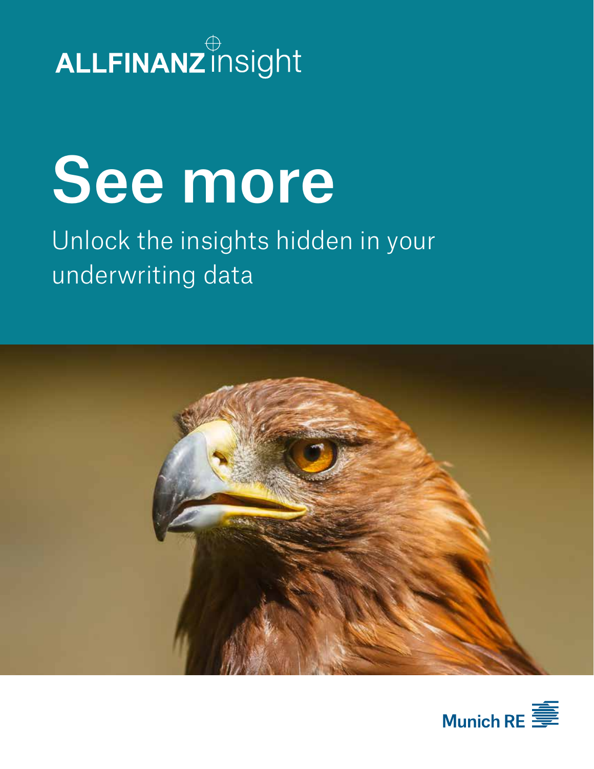ALLFINANZ insight

# See more

Unlock the insights hidden in your underwriting data

Munich RE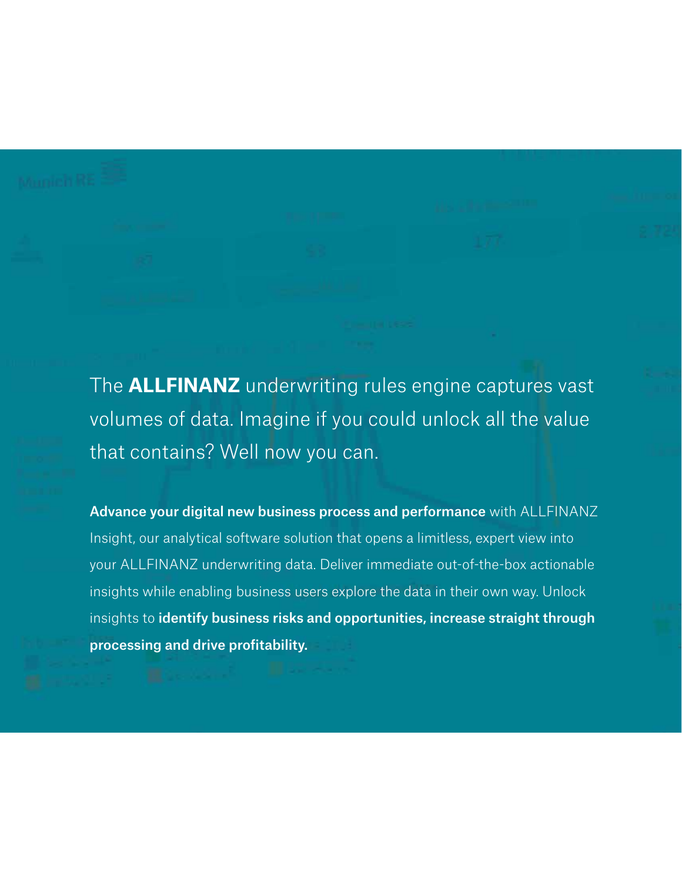The **ALLFINANZ** underwriting rules engine captures vast volumes of data. Imagine if you could unlock all the value that contains? Well now you can.

**Advance your digital new business process and performance** with ALLFINANZ Insight, our analytical software solution that opens a limitless, expert view into your ALLFINANZ underwriting data. Deliver immediate out-of-the-box actionable insights while enabling business users explore the data in their own way. Unlock insights to **identify business risks and opportunities, increase straight through processing and drive profitability.**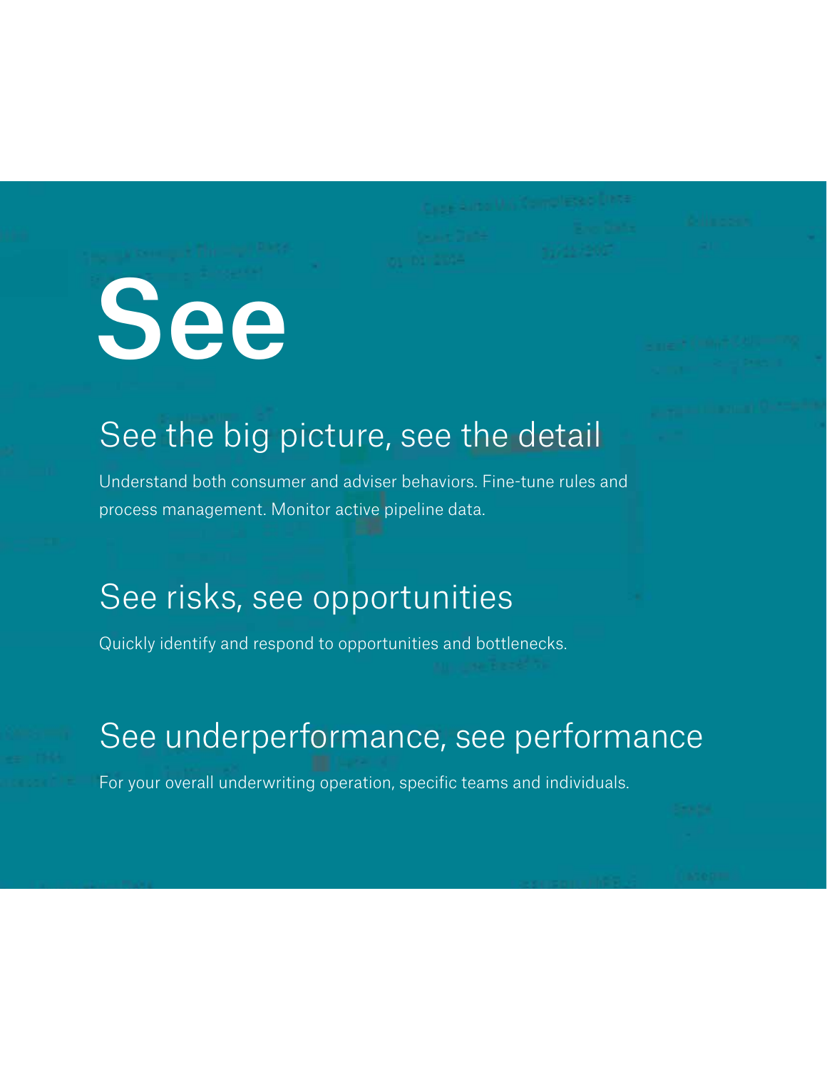# See

## See the big picture, see the detail

Understand both consumer and adviser behaviors. Fine-tune rules and process management. Monitor active pipeline data.

## See risks, see opportunities

Quickly identify and respond to opportunities and bottlenecks.

## See underperformance, see performance

For your overall underwriting operation, specific teams and individuals.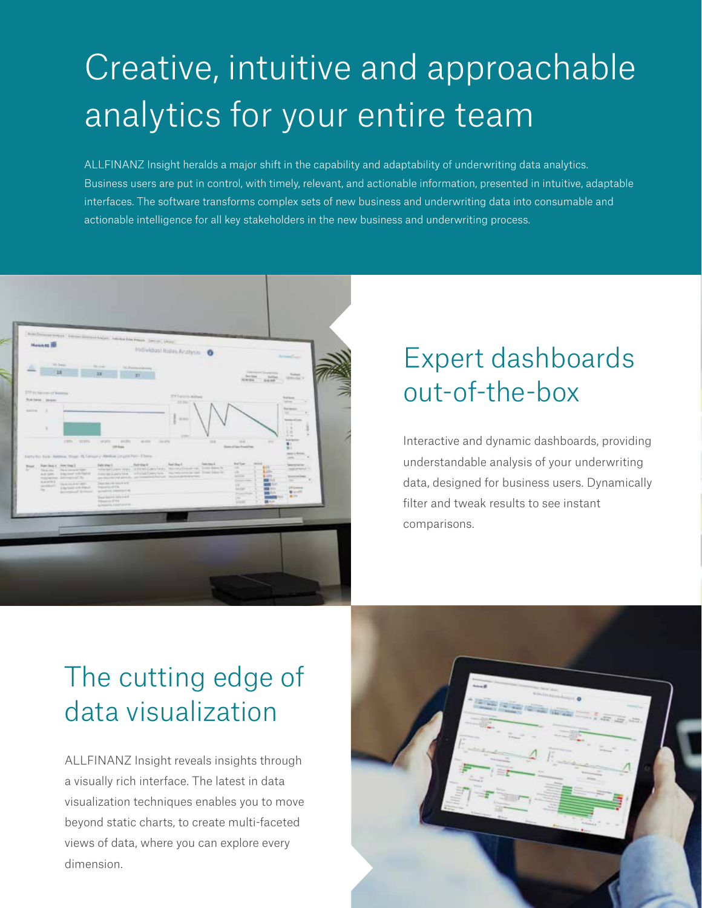# Creative, intuitive and approachable analytics for your entire team

ALLFINANZ Insight heralds a major shift in the capability and adaptability of underwriting data analytics. Business users are put in control, with timely, relevant, and actionable information, presented in intuitive, adaptable interfaces. The software transforms complex sets of new business and underwriting data into consumable and actionable intelligence for all key stakeholders in the new business and underwriting process.

## Expert dashboards out-of-the-box

Interactive and dynamic dashboards, providing understandable analysis of your underwriting data, designed for business users. Dynamically filter and tweak results to see instant comparisons.

## The cutting edge of data visualization

ALLFINANZ Insight reveals insights through a visually rich interface. The latest in data visualization techniques enables you to move beyond static charts, to create multi-faceted views of data, where you can explore every dimension.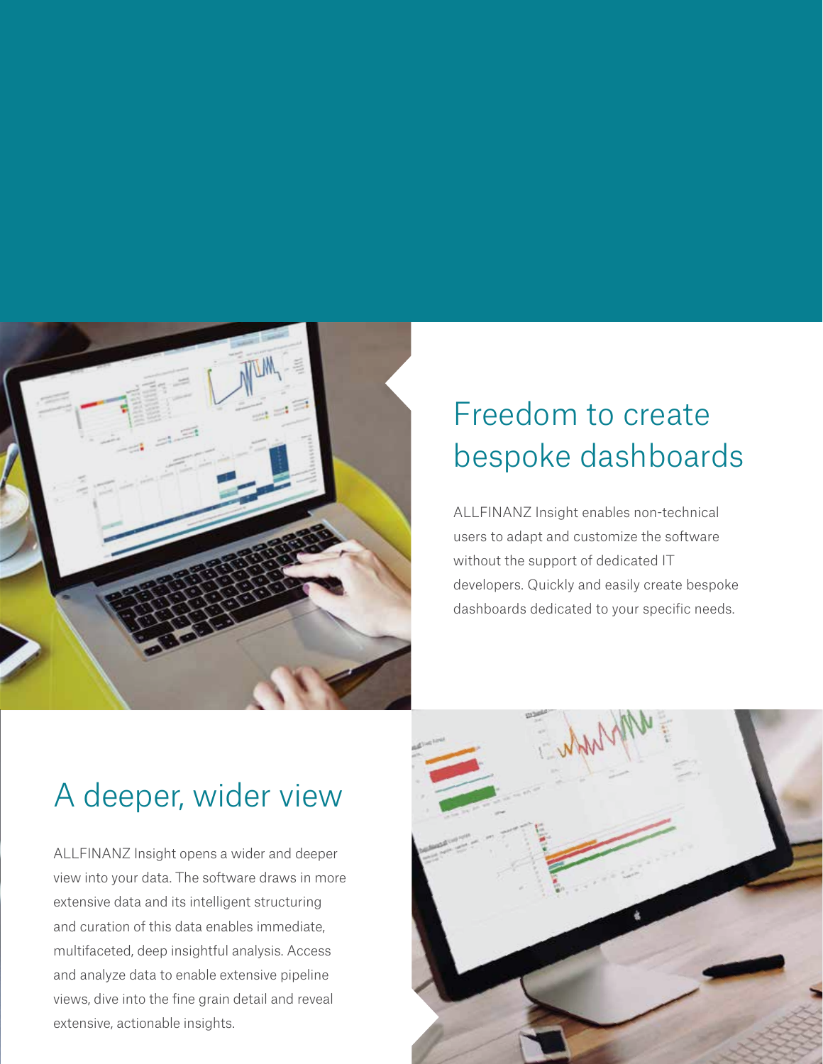## Freedom to create bespoke dashboards

ALLFINANZ Insight enables non-technical users to adapt and customize the software without the support of dedicated IT developers. Quickly and easily create bespoke dashboards dedicated to your specific needs.

## A deeper, wider view

ALLFINANZ Insight opens a wider and deeper view into your data. The software draws in more extensive data and its intelligent structuring and curation of this data enables immediate, multifaceted, deep insightful analysis. Access and analyze data to enable extensive pipeline views, dive into the fine grain detail and reveal extensive, actionable insights.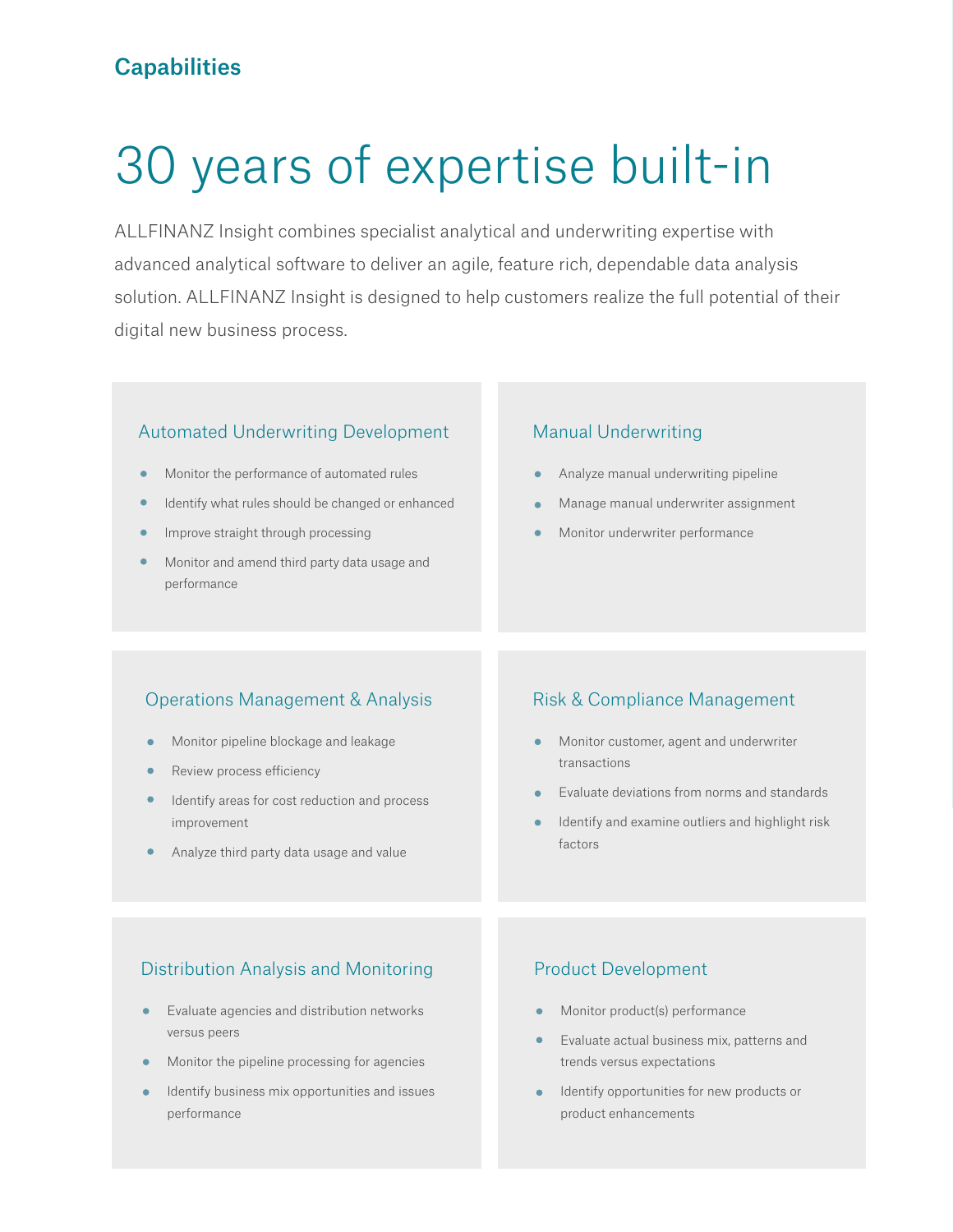## Capabilities

# 30 years of expertise built-in

ALLFINANZ Insight combines specialist analytical and underwriting expertise with advanced analytical software to deliver an agile, feature rich, dependable data analysis solution. ALLFINANZ Insight is designed to help customers realize the full potential of their digital new business process.

### Automated Underwriting Development

- Monitor the performance of automated rules
- Identify what rules should be changed or enhanced
- Improve straight through processing
- Monitor and amend third party data usage and performance

### Manual Underwriting

- Analyze manual underwriting pipeline
- Manage manual underwriter assignment
- Monitor underwriter performance

### Operations Management & Analysis

- Monitor pipeline blockage and leakage
- Review process efficiency
- Identify areas for cost reduction and process improvement
- Analyze third party data usage and value

### Risk & Compliance Management

- Monitor customer, agent and underwriter transactions
- Evaluate deviations from norms and standards
- Identify and examine outliers and highlight risk factors

### Distribution Analysis and Monitoring

- Evaluate agencies and distribution networks versus peers
- Monitor the pipeline processing for agencies
- Identify business mix opportunities and issues performance

### Product Development

- Monitor product(s) performance
- Evaluate actual business mix, patterns and trends versus expectations
- Identify opportunities for new products or product enhancements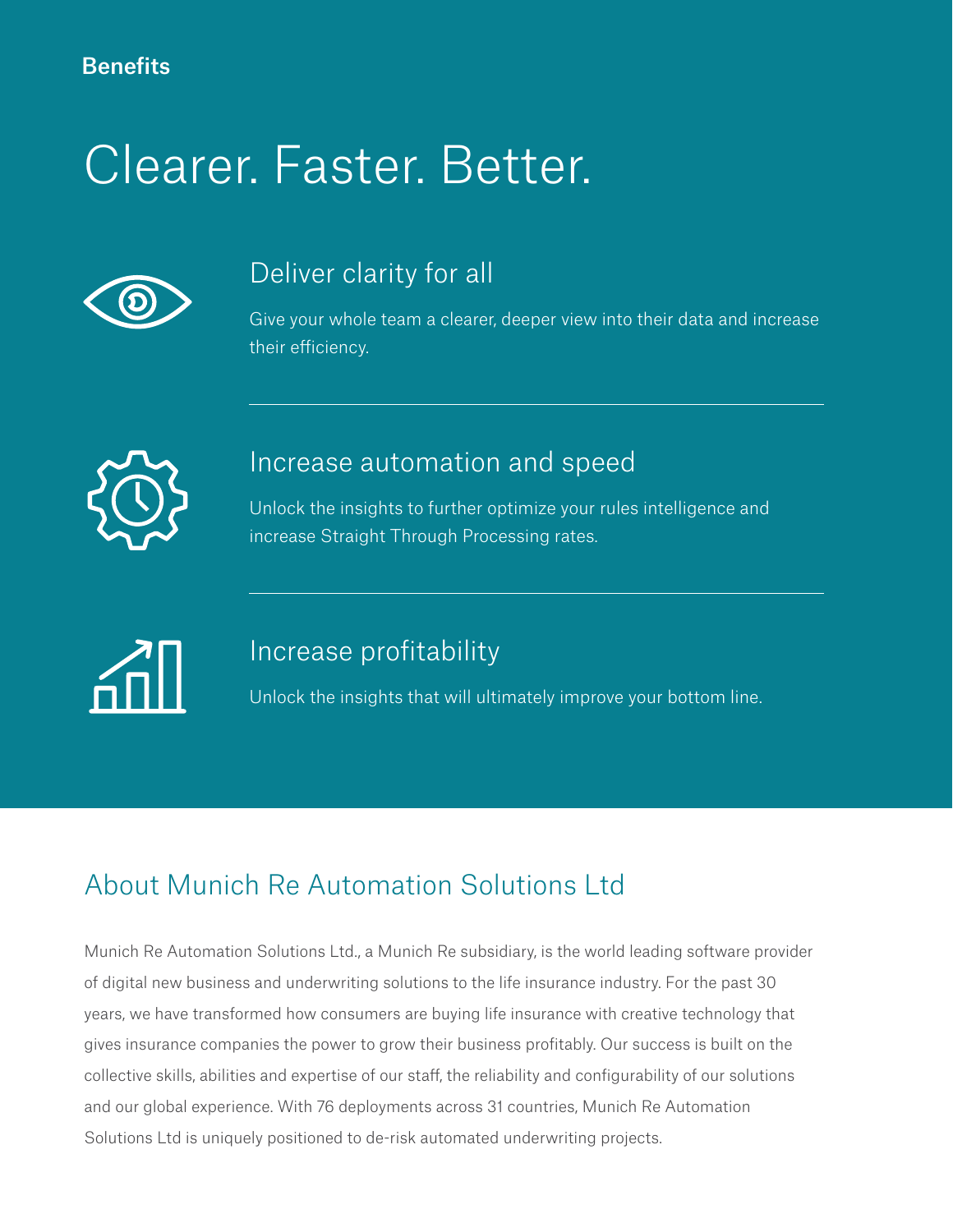Benefits

# Clearer. Faster. Better.

### Deliver clarity for all

Give your whole team a clearer, deeper view into their data and increase their efficiency.

---

### Increase automation and speed

Unlock the insights to further optimize your rules intelligence and increase Straight Through Processing rates.

---

### Increase profitability

Unlock the insights that will ultimately improve your bottom line.

## About Munich Re Automation Solutions Ltd

Munich Re Automation Solutions Ltd., a Munich Re subsidiary, is the world leading software provider of digital new business and underwriting solutions to the life insurance industry. For the past 30 years, we have transformed how consumers are buying life insurance with creative technology that gives insurance companies the power to grow their business profitably. Our success is built on the collective skills, abilities and expertise of our staff, the reliability and configurability of our solutions and our global experience. With 76 deployments across 31 countries, Munich Re Automation Solutions Ltd is uniquely positioned to de-risk automated underwriting projects.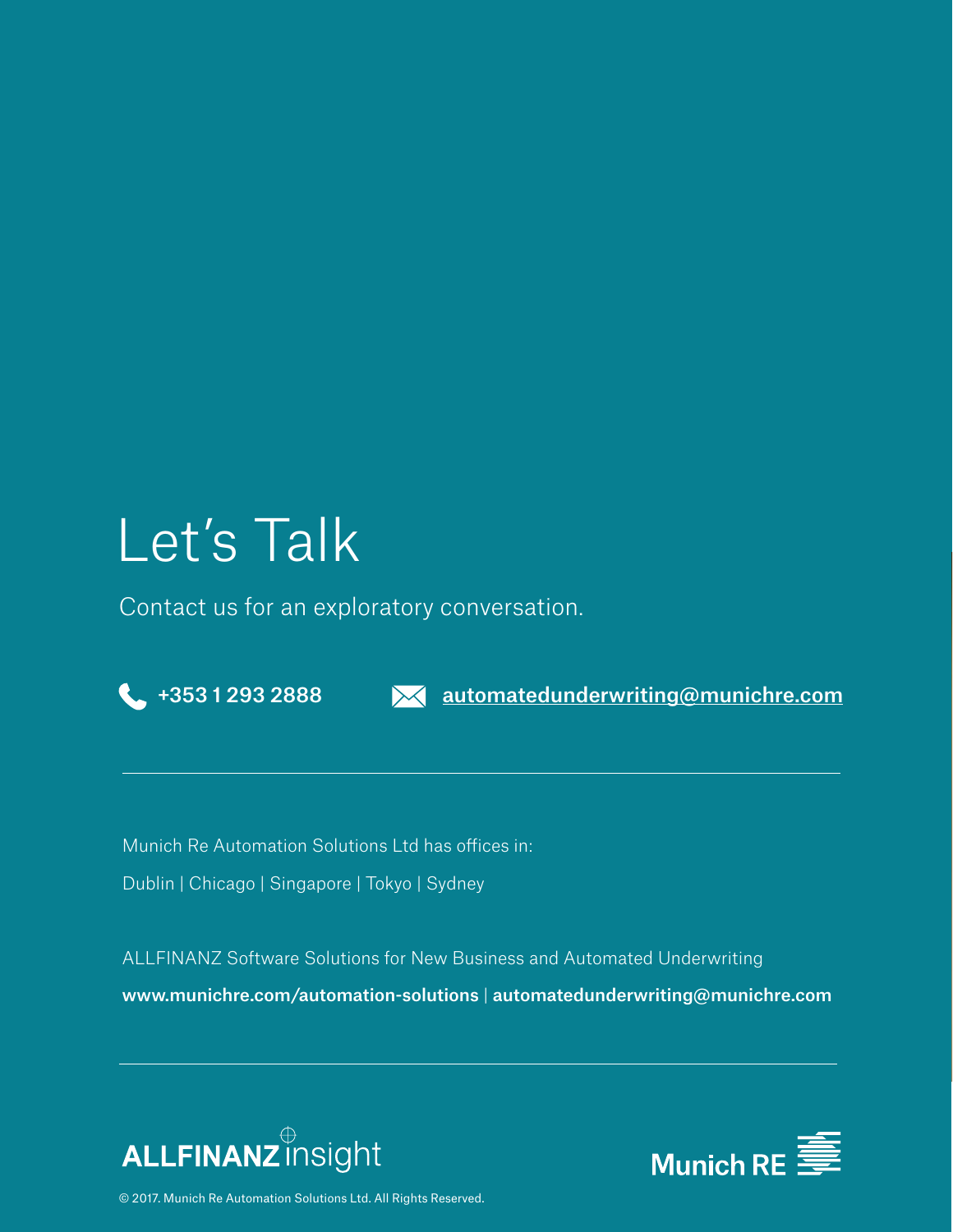# Let's Talk

Contact us for an exploratory conversation.

+353 1 293 2888

automatedunderwriting@munichre.com

---

Munich Re Automation Solutions Ltd has offices in:

Dublin | Chicago | Singapore | Tokyo | Sydney

ALLFINANZ Software Solutions for New Business and Automated Underwriting

**www.munichre.com/automation-solutions** | **automatedunderwriting@munichre.com**

---

ALLFINANZ insight

Munich RE

© 2017. Munich Re Automation Solutions Ltd. All Rights Reserved.